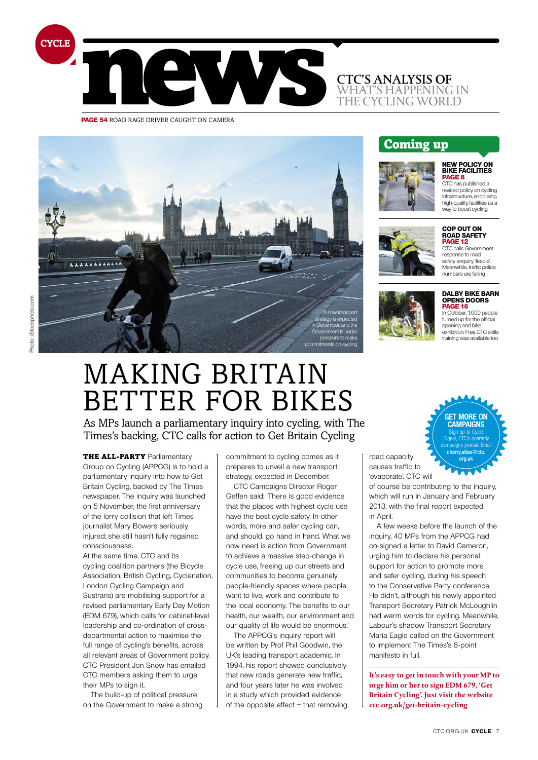# CYCLE news

## CTC'S ANALYSIS OF WHAT'S HAPPENING IN THE CYCLING WORLD

**PAGE 54** ROAD RAGE DRIVER CAUGHT ON CAMERA

A new transport strategy is expected in December, and the Government is under pressure to make commitments on cycling

Photo: iStockphoto.com

## Coming up

**NEW POLICY ON BIKE FACILITIES**
**PAGE 8**
CTC has published a revised policy on cycling infrastructure, endorsing high-quality facilities as a way to boost cycling

**COP OUT ON ROAD SAFETY**
**PAGE 12**
CTC calls Government response to road safety enquiry 'feeble'. Meanwhile, traffic police numbers are falling

**DALBY BIKE BARN OPENS DOORS**
**PAGE 16**
In October, 1,000 people turned up for the official opening and bike exhibition. Free CTC skills training was available too

# MAKING BRITAIN BETTER FOR BIKES

As MPs launch a parliamentary inquiry into cycling, with The Times's backing, CTC calls for action to Get Britain Cycling

**THE ALL-PARTY** Parliamentary Group on Cycling (APPCG) is to hold a parliamentary inquiry into how to Get Britain Cycling, backed by The Times newspaper. The inquiry was launched on 5 November, the first anniversary of the lorry collision that left Times journalist Mary Bowers seriously injured; she still hasn't fully regained consciousness.

At the same time, CTC and its cycling coalition partners (the Bicycle Association, British Cycling, Cyclenation, London Cycling Campaign and Sustrans) are mobilising support for a revised parliamentary Early Day Motion (EDM 679), which calls for cabinet-level leadership and co-ordination of cross-departmental action to maximise the full range of cycling's benefits, across all relevant areas of Government policy. CTC President Jon Snow has emailed CTC members asking them to urge their MPs to sign it.

The build-up of political pressure on the Government to make a strong commitment to cycling comes as it prepares to unveil a new transport strategy, expected in December.

CTC Campaigns Director Roger Geffen said: 'There is good evidence that the places with highest cycle use have the best cycle safety. In other words, more and safer cycling can, and should, go hand in hand. What we now need is action from Government to achieve a massive step-change in cycle use, freeing up our streets and communities to become genuinely people-friendly spaces where people want to live, work and contribute to the local economy. The benefits to our health, our wealth, our environment and our quality of life would be enormous.'

The APPCG's inquiry report will be written by Prof Phil Goodwin, the UK's leading transport academic. In 1994, his report showed conclusively that new roads generate new traffic, and four years later he was involved in a study which provided evidence of the opposite effect – that removing road capacity causes traffic to 'evaporate'. CTC will of course be contributing to the inquiry, which will run in January and February 2013, with the final report expected in April.

A few weeks before the launch of the inquiry, 40 MPs from the APPCG had co-signed a letter to David Cameron, urging him to declare his personal support for action to promote more and safer cycling, during his speech to the Conservative Party conference. He didn't, although his newly appointed Transport Secretary Patrick McLoughlin had warm words for cycling. Meanwhile, Labour's shadow Transport Secretary Maria Eagle called on the Government to implement The Times's 8-point manifesto in full.

**GET MORE ON CAMPAIGNS**
Sign up to Cycle Digest, CTC's quarterly campaigns journal. Email cherry.allan@ctc.org.uk

**It's easy to get in touch with your MP to urge him or her to sign EDM 679, 'Get Britain Cycling'. Just visit the website ctc.org.uk/get-britain-cycling**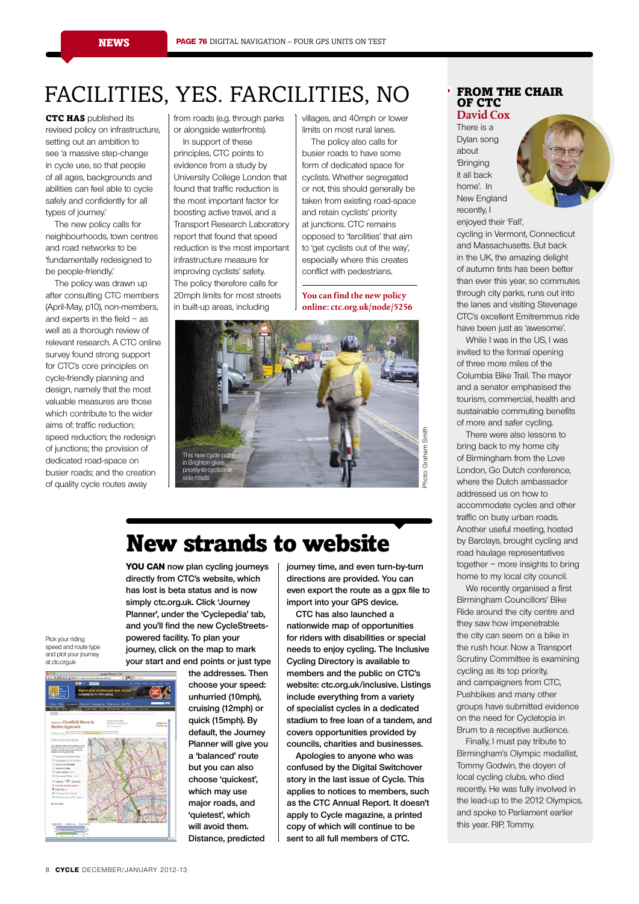# FACILITIES, YES. FARCILITIES, NO

**CTC HAS** published its revised policy on infrastructure, setting out an ambition to see 'a massive step-change in cycle use, so that people of all ages, backgrounds and abilities can feel able to cycle safely and confidently for all types of journey.'

The new policy calls for neighbourhoods, town centres and road networks to be 'fundamentally redesigned to be people-friendly.'

The policy was drawn up after consulting CTC members (April-May, p10), non-members, and experts in the field – as well as a thorough review of relevant research. A CTC online survey found strong support for CTC's core principles on cycle-friendly planning and design, namely that the most valuable measures are those which contribute to the wider aims of: traffic reduction; speed reduction; the redesign of junctions; the provision of dedicated road-space on busier roads; and the creation of quality cycle routes away from roads (e.g. through parks or alongside waterfronts).

In support of these principles, CTC points to evidence from a study by University College London that found that traffic reduction is the most important factor for boosting active travel, and a Transport Research Laboratory report that found that speed reduction is the most important infrastructure measure for improving cyclists' safety. The policy therefore calls for 20mph limits for most streets in built-up areas, including villages, and 40mph or lower limits on most rural lanes.

The policy also calls for busier roads to have some form of dedicated space for cyclists. Whether segregated or not, this should generally be taken from existing road-space and retain cyclists' priority at junctions. CTC remains opposed to 'facilities' that aim to 'get cyclists out of the way', especially where this creates conflict with pedestrians.

**You can find the new policy online: ctc.org.uk/node/5256**

This new cycle path in Brighton gives priority to cyclists at side roads

Photo: Graham Smith

# New strands to website

**YOU CAN** now plan cycling journeys directly from CTC's website, which has lost is beta status and is now simply ctc.org.uk. Click 'Journey Planner', under the 'Cyclepedia' tab, and you'll find the new CycleStreets-powered facility. To plan your journey, click on the map to mark your start and end points or just type the addresses. Then choose your speed: unhurried (10mph), cruising (12mph) or quick (15mph). By default, the Journey Planner will give you a 'balanced' route but you can also choose 'quickest', which may use major roads, and 'quietest', which will avoid them. Distance, predicted journey time, and even turn-by-turn directions are provided. You can even export the route as a gpx file to import into your GPS device.

CTC has also launched a nationwide map of opportunities for riders with disabilities or special needs to enjoy cycling. The Inclusive Cycling Directory is available to members and the public on CTC's website: ctc.org.uk/inclusive. Listings include everything from a variety of specialist cycles in a dedicated stadium to free loan of a tandem, and covers opportunities provided by councils, charities and businesses.

Apologies to anyone who was confused by the Digital Switchover story in the last issue of Cycle. This applies to notices to members, such as the CTC Annual Report. It doesn't apply to Cycle magazine, a printed copy of which will continue to be sent to all full members of CTC.

Pick your riding speed and route type and plot your journey at ctc.org.uk

## FROM THE CHAIR OF CTC
### David Cox

There is a Dylan song about 'Bringing it all back home'. In New England recently, I enjoyed their 'Fall', cycling in Vermont, Connecticut and Massachusetts. But back in the UK, the amazing delight of autumn tints has been better than ever this year, so commutes through city parks, runs out into the lanes and visiting Stevenage CTC's excellent Emitremmus ride have been just as 'awesome'.

While I was in the US, I was invited to the formal opening of three more miles of the Columbia Bike Trail. The mayor and a senator emphasised the tourism, commercial, health and sustainable commuting benefits of more and safer cycling.

There were also lessons to bring back to my home city of Birmingham from the Love London, Go Dutch conference, where the Dutch ambassador addressed us on how to accommodate cycles and other traffic on busy urban roads. Another useful meeting, hosted by Barclays, brought cycling and road haulage representatives together – more insights to bring home to my local city council.

We recently organised a first Birmingham Councillors' Bike Ride around the city centre and they saw how impenetrable the city can seem on a bike in the rush hour. Now a Transport Scrutiny Committee is examining cycling as its top priority, and campaigners from CTC, Pushbikes and many other groups have submitted evidence on the need for Cycletopia in Brum to a receptive audience.

Finally, I must pay tribute to Birmingham's Olympic medallist, Tommy Godwin, the doyen of local cycling clubs, who died recently. He was fully involved in the lead-up to the 2012 Olympics, and spoke to Parliament earlier this year. RIP, Tommy.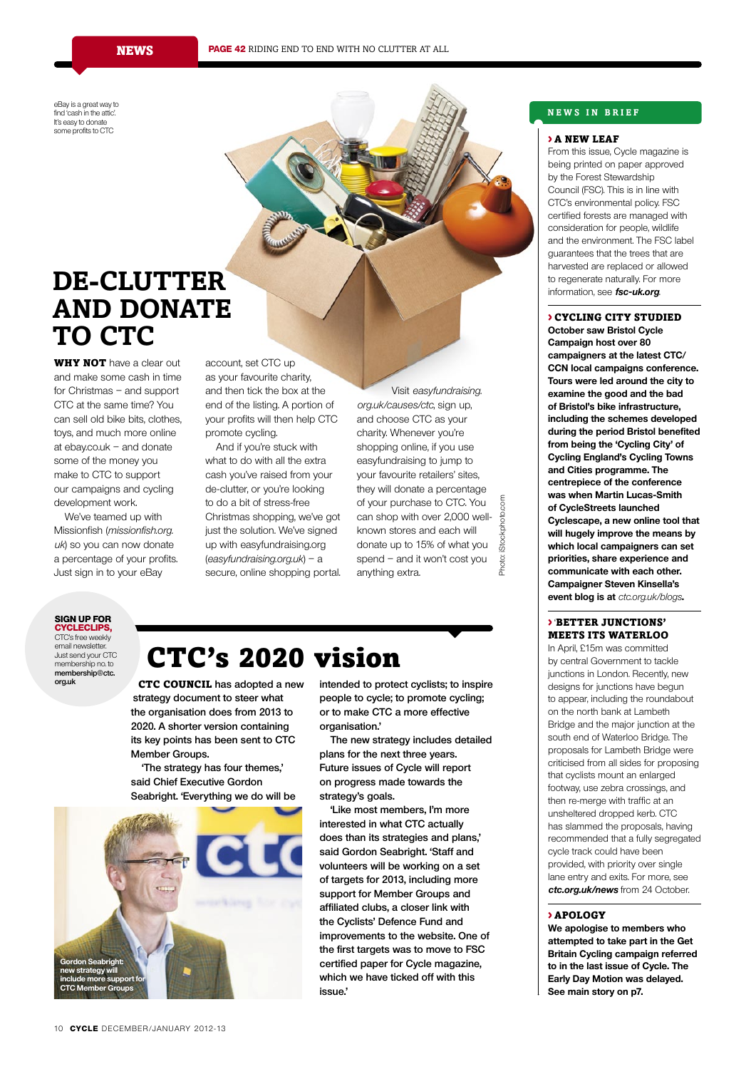# DE-CLUTTER AND DONATE TO CTC

eBay is a great way to find 'cash in the attic'. It's easy to donate some profits to CTC

**WHY NOT** have a clear out and make some cash in time for Christmas – and support CTC at the same time? You can sell old bike bits, clothes, toys, and much more online at ebay.co.uk – and donate some of the money you make to CTC to support our campaigns and cycling development work.

We've teamed up with Missionfish (*missionfish.org.uk*) so you can now donate a percentage of your profits. Just sign in to your eBay account, set CTC up as your favourite charity, and then tick the box at the end of the listing. A portion of your profits will then help CTC promote cycling.

And if you're stuck with what to do with all the extra cash you've raised from your de-clutter, or you're looking to do a bit of stress-free Christmas shopping, we've got just the solution. We've signed up with easyfundraising.org (*easyfundraising.org.uk*) – a secure, online shopping portal.

Visit *easyfundraising.org.uk/causes/ctc*, sign up, and choose CTC as your charity. Whenever you're shopping online, if you use easyfundraising to jump to your favourite retailers' sites, they will donate a percentage of your purchase to CTC. You can shop with over 2,000 well-known stores and each will donate up to 15% of what you spend – and it won't cost you anything extra.

Photo: iStockphoto.com

**SIGN UP FOR CYCLECLIPS,** CTC's free weekly email newsletter. Just send your CTC membership no. to **membership@ctc.org.uk**

# CTC's 2020 vision

**CTC COUNCIL has adopted a new strategy document to steer what the organisation does from 2013 to 2020. A shorter version containing its key points has been sent to CTC Member Groups.**

**'The strategy has four themes,' said Chief Executive Gordon Seabright. 'Everything we do will be intended to protect cyclists; to inspire people to cycle; to promote cycling; or to make CTC a more effective organisation.'**

**The new strategy includes detailed plans for the next three years. Future issues of Cycle will report on progress made towards the strategy's goals.**

**'Like most members, I'm more interested in what CTC actually does than its strategies and plans,' said Gordon Seabright. 'Staff and volunteers will be working on a set of targets for 2013, including more support for Member Groups and affiliated clubs, a closer link with the Cyclists' Defence Fund and improvements to the website. One of the first targets was to move to FSC certified paper for Cycle magazine, which we have ticked off with this issue.'**

Gordon Seabright: new strategy will include more support for CTC Member Groups

## NEWS IN BRIEF

### › A NEW LEAF

From this issue, Cycle magazine is being printed on paper approved by the Forest Stewardship Council (FSC). This is in line with CTC's environmental policy. FSC certified forests are managed with consideration for people, wildlife and the environment. The FSC label guarantees that the trees that are harvested are replaced or allowed to regenerate naturally. For more information, see ***fsc-uk.org***.

### › CYCLING CITY STUDIED

**October saw Bristol Cycle Campaign host over 80 campaigners at the latest CTC/CCN local campaigns conference. Tours were led around the city to examine the good and the bad of Bristol's bike infrastructure, including the schemes developed during the period Bristol benefited from being the 'Cycling City' of Cycling England's Cycling Towns and Cities programme. The centrepiece of the conference was when Martin Lucas-Smith of CycleStreets launched Cyclescape, a new online tool that will hugely improve the means by which local campaigners can set priorities, share experience and communicate with each other. Campaigner Steven Kinsella's event blog is at** *ctc.org.uk/blogs***.**

### › 'BETTER JUNCTIONS' MEETS ITS WATERLOO

In April, £15m was committed by central Government to tackle junctions in London. Recently, new designs for junctions have begun to appear, including the roundabout on the north bank at Lambeth Bridge and the major junction at the south end of Waterloo Bridge. The proposals for Lambeth Bridge were criticised from all sides for proposing that cyclists mount an enlarged footway, use zebra crossings, and then re-merge with traffic at an unsheltered dropped kerb. CTC has slammed the proposals, having recommended that a fully segregated cycle track could have been provided, with priority over single lane entry and exits. For more, see ***ctc.org.uk/news*** from 24 October.

### › APOLOGY

**We apologise to members who attempted to take part in the Get Britain Cycling campaign referred to in the last issue of Cycle. The Early Day Motion was delayed. See main story on p7.**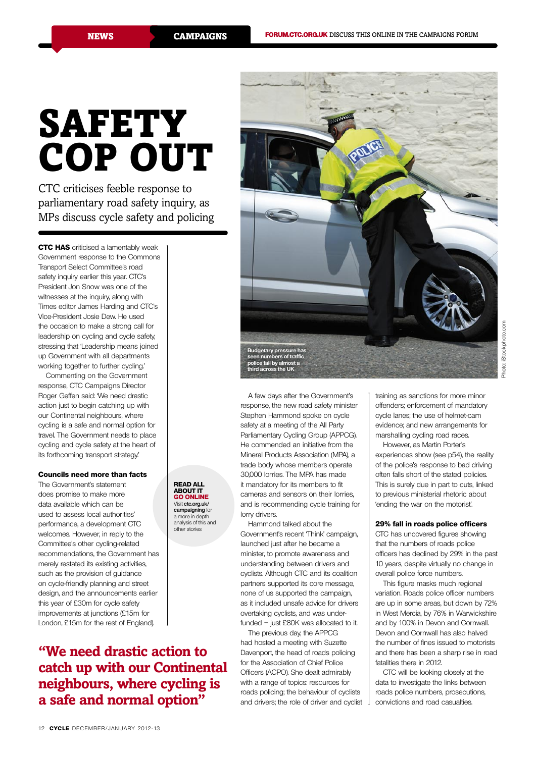# SAFETY COP OUT

CTC criticises feeble response to parliamentary road safety inquiry, as MPs discuss cycle safety and policing

**CTC HAS** criticised a lamentably weak Government response to the Commons Transport Select Committee's road safety inquiry earlier this year. CTC's President Jon Snow was one of the witnesses at the inquiry, along with Times editor James Harding and CTC's Vice-President Josie Dew. He used the occasion to make a strong call for leadership on cycling and cycle safety, stressing that 'Leadership means joined up Government with all departments working together to further cycling.'

Commenting on the Government response, CTC Campaigns Director Roger Geffen said: 'We need drastic action just to begin catching up with our Continental neighbours, where cycling is a safe and normal option for travel. The Government needs to place cycling and cycle safety at the heart of its forthcoming transport strategy.'

### Councils need more than facts

The Government's statement does promise to make more data available which can be used to assess local authorities' performance, a development CTC welcomes. However, in reply to the Committee's other cycling-related recommendations, the Government has merely restated its existing activities, such as the provision of guidance on cycle-friendly planning and street design, and the announcements earlier this year of £30m for cycle safety improvements at junctions (£15m for London, £15m for the rest of England).

**READ ALL ABOUT IT GO ONLINE** Visit **ctc.org.uk/campaigning** for a more in depth analysis of this and other stories

**"We need drastic action to catch up with our Continental neighbours, where cycling is a safe and normal option"**

Budgetary pressure has seen numbers of traffic police fall by almost a third across the UK

Photo: iStockphoto.com

A few days after the Government's response, the new road safety minister Stephen Hammond spoke on cycle safety at a meeting of the All Party Parliamentary Cycling Group (APPCG). He commended an initiative from the Mineral Products Association (MPA), a trade body whose members operate 30,000 lorries. The MPA has made it mandatory for its members to fit cameras and sensors on their lorries, and is recommending cycle training for lorry drivers.

Hammond talked about the Government's recent 'Think' campaign, launched just after he became a minister, to promote awareness and understanding between drivers and cyclists. Although CTC and its coalition partners supported its core message, none of us supported the campaign, as it included unsafe advice for drivers overtaking cyclists, and was under-funded – just £80K was allocated to it.

The previous day, the APPCG had hosted a meeting with Suzette Davenport, the head of roads policing for the Association of Chief Police Officers (ACPO). She dealt admirably with a range of topics: resources for roads policing; the behaviour of cyclists and drivers; the role of driver and cyclist training as sanctions for more minor offenders; enforcement of mandatory cycle lanes; the use of helmet-cam evidence; and new arrangements for marshalling cycling road races.

However, as Martin Porter's experiences show (see p54), the reality of the police's response to bad driving often falls short of the stated policies. This is surely due in part to cuts, linked to previous ministerial rhetoric about 'ending the war on the motorist'.

### 29% fall in roads police officers

CTC has uncovered figures showing that the numbers of roads police officers has declined by 29% in the past 10 years, despite virtually no change in overall police force numbers.

This figure masks much regional variation. Roads police officer numbers are up in some areas, but down by 72% in West Mercia, by 76% in Warwickshire and by 100% in Devon and Cornwall. Devon and Cornwall has also halved the number of fines issued to motorists and there has been a sharp rise in road fatalities there in 2012.

CTC will be looking closely at the data to investigate the links between roads police numbers, prosecutions, convictions and road casualties.